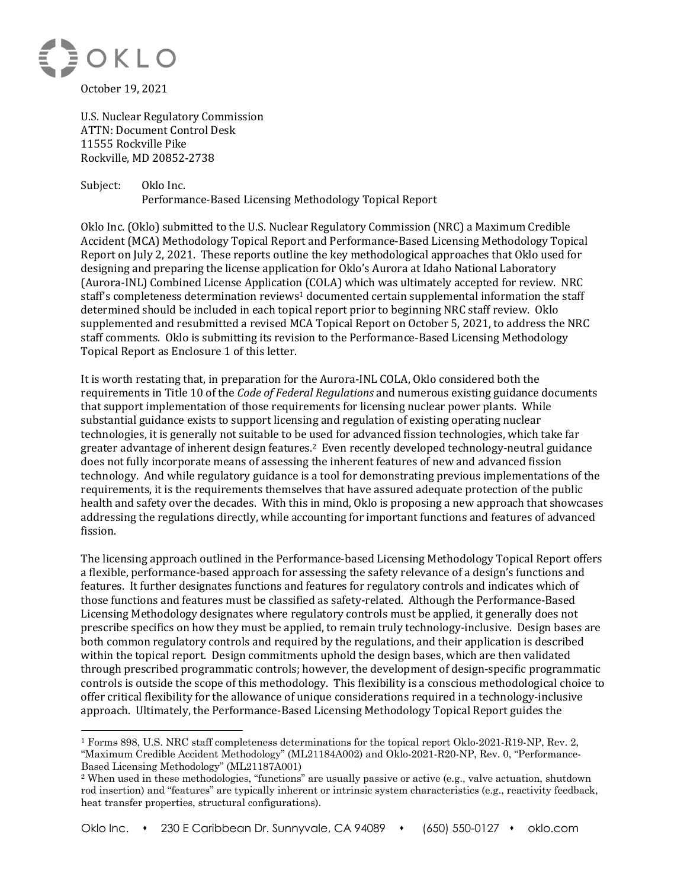OKLO

October 19, 2021

U.S. Nuclear Regulatory Commission
ATTN: Document Control Desk
11555 Rockville Pike
Rockville, MD 20852-2738

Subject: Oklo Inc.
Performance-Based Licensing Methodology Topical Report

Oklo Inc. (Oklo) submitted to the U.S. Nuclear Regulatory Commission (NRC) a Maximum Credible Accident (MCA) Methodology Topical Report and Performance-Based Licensing Methodology Topical Report on July 2, 2021. These reports outline the key methodological approaches that Oklo used for designing and preparing the license application for Oklo's Aurora at Idaho National Laboratory (Aurora-INL) Combined License Application (COLA) which was ultimately accepted for review. NRC staff's completeness determination reviews[1] documented certain supplemental information the staff determined should be included in each topical report prior to beginning NRC staff review. Oklo supplemented and resubmitted a revised MCA Topical Report on October 5, 2021, to address the NRC staff comments. Oklo is submitting its revision to the Performance-Based Licensing Methodology Topical Report as Enclosure 1 of this letter.

It is worth restating that, in preparation for the Aurora-INL COLA, Oklo considered both the requirements in Title 10 of the *Code of Federal Regulations* and numerous existing guidance documents that support implementation of those requirements for licensing nuclear power plants. While substantial guidance exists to support licensing and regulation of existing operating nuclear technologies, it is generally not suitable to be used for advanced fission technologies, which take far greater advantage of inherent design features.[2] Even recently developed technology-neutral guidance does not fully incorporate means of assessing the inherent features of new and advanced fission technology. And while regulatory guidance is a tool for demonstrating previous implementations of the requirements, it is the requirements themselves that have assured adequate protection of the public health and safety over the decades. With this in mind, Oklo is proposing a new approach that showcases addressing the regulations directly, while accounting for important functions and features of advanced fission.

The licensing approach outlined in the Performance-based Licensing Methodology Topical Report offers a flexible, performance-based approach for assessing the safety relevance of a design's functions and features. It further designates functions and features for regulatory controls and indicates which of those functions and features must be classified as safety-related. Although the Performance-Based Licensing Methodology designates where regulatory controls must be applied, it generally does not prescribe specifics on how they must be applied, to remain truly technology-inclusive. Design bases are both common regulatory controls and required by the regulations, and their application is described within the topical report. Design commitments uphold the design bases, which are then validated through prescribed programmatic controls; however, the development of design-specific programmatic controls is outside the scope of this methodology. This flexibility is a conscious methodological choice to offer critical flexibility for the allowance of unique considerations required in a technology-inclusive approach. Ultimately, the Performance-Based Licensing Methodology Topical Report guides the

[1] Forms 898, U.S. NRC staff completeness determinations for the topical report Oklo-2021-R19-NP, Rev. 2, "Maximum Credible Accident Methodology" (ML21184A002) and Oklo-2021-R20-NP, Rev. 0, "Performance-Based Licensing Methodology" (ML21187A001)

[2] When used in these methodologies, "functions" are usually passive or active (e.g., valve actuation, shutdown rod insertion) and "features" are typically inherent or intrinsic system characteristics (e.g., reactivity feedback, heat transfer properties, structural configurations).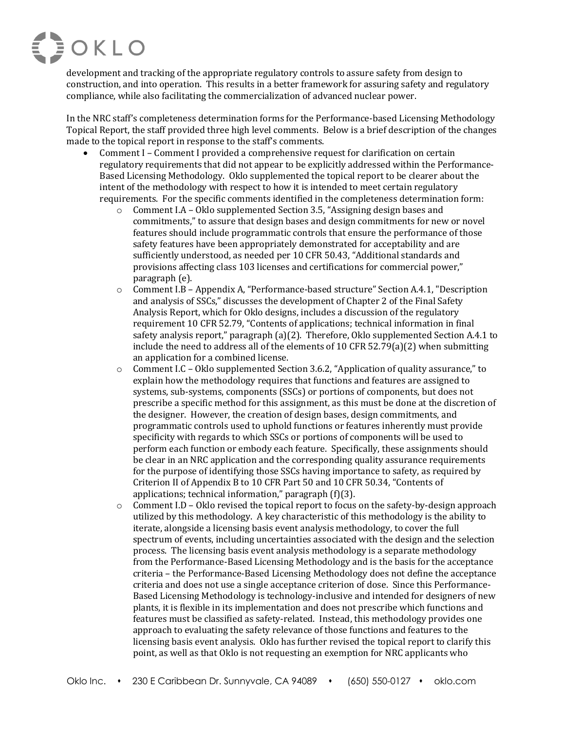development and tracking of the appropriate regulatory controls to assure safety from design to construction, and into operation. This results in a better framework for assuring safety and regulatory compliance, while also facilitating the commercialization of advanced nuclear power.

In the NRC staff's completeness determination forms for the Performance-based Licensing Methodology Topical Report, the staff provided three high level comments. Below is a brief description of the changes made to the topical report in response to the staff's comments.

- Comment I – Comment I provided a comprehensive request for clarification on certain regulatory requirements that did not appear to be explicitly addressed within the Performance-Based Licensing Methodology. Oklo supplemented the topical report to be clearer about the intent of the methodology with respect to how it is intended to meet certain regulatory requirements. For the specific comments identified in the completeness determination form:
  - Comment I.A – Oklo supplemented Section 3.5, "Assigning design bases and commitments," to assure that design bases and design commitments for new or novel features should include programmatic controls that ensure the performance of those safety features have been appropriately demonstrated for acceptability and are sufficiently understood, as needed per 10 CFR 50.43, "Additional standards and provisions affecting class 103 licenses and certifications for commercial power," paragraph (e).
  - Comment I.B – Appendix A, "Performance-based structure" Section A.4.1, "Description and analysis of SSCs," discusses the development of Chapter 2 of the Final Safety Analysis Report, which for Oklo designs, includes a discussion of the regulatory requirement 10 CFR 52.79, "Contents of applications; technical information in final safety analysis report," paragraph (a)(2). Therefore, Oklo supplemented Section A.4.1 to include the need to address all of the elements of 10 CFR 52.79(a)(2) when submitting an application for a combined license.
  - Comment I.C – Oklo supplemented Section 3.6.2, "Application of quality assurance," to explain how the methodology requires that functions and features are assigned to systems, sub-systems, components (SSCs) or portions of components, but does not prescribe a specific method for this assignment, as this must be done at the discretion of the designer. However, the creation of design bases, design commitments, and programmatic controls used to uphold functions or features inherently must provide specificity with regards to which SSCs or portions of components will be used to perform each function or embody each feature. Specifically, these assignments should be clear in an NRC application and the corresponding quality assurance requirements for the purpose of identifying those SSCs having importance to safety, as required by Criterion II of Appendix B to 10 CFR Part 50 and 10 CFR 50.34, "Contents of applications; technical information," paragraph (f)(3).
  - Comment I.D – Oklo revised the topical report to focus on the safety-by-design approach utilized by this methodology. A key characteristic of this methodology is the ability to iterate, alongside a licensing basis event analysis methodology, to cover the full spectrum of events, including uncertainties associated with the design and the selection process. The licensing basis event analysis methodology is a separate methodology from the Performance-Based Licensing Methodology and is the basis for the acceptance criteria – the Performance-Based Licensing Methodology does not define the acceptance criteria and does not use a single acceptance criterion of dose. Since this Performance-Based Licensing Methodology is technology-inclusive and intended for designers of new plants, it is flexible in its implementation and does not prescribe which functions and features must be classified as safety-related. Instead, this methodology provides one approach to evaluating the safety relevance of those functions and features to the licensing basis event analysis. Oklo has further revised the topical report to clarify this point, as well as that Oklo is not requesting an exemption for NRC applicants who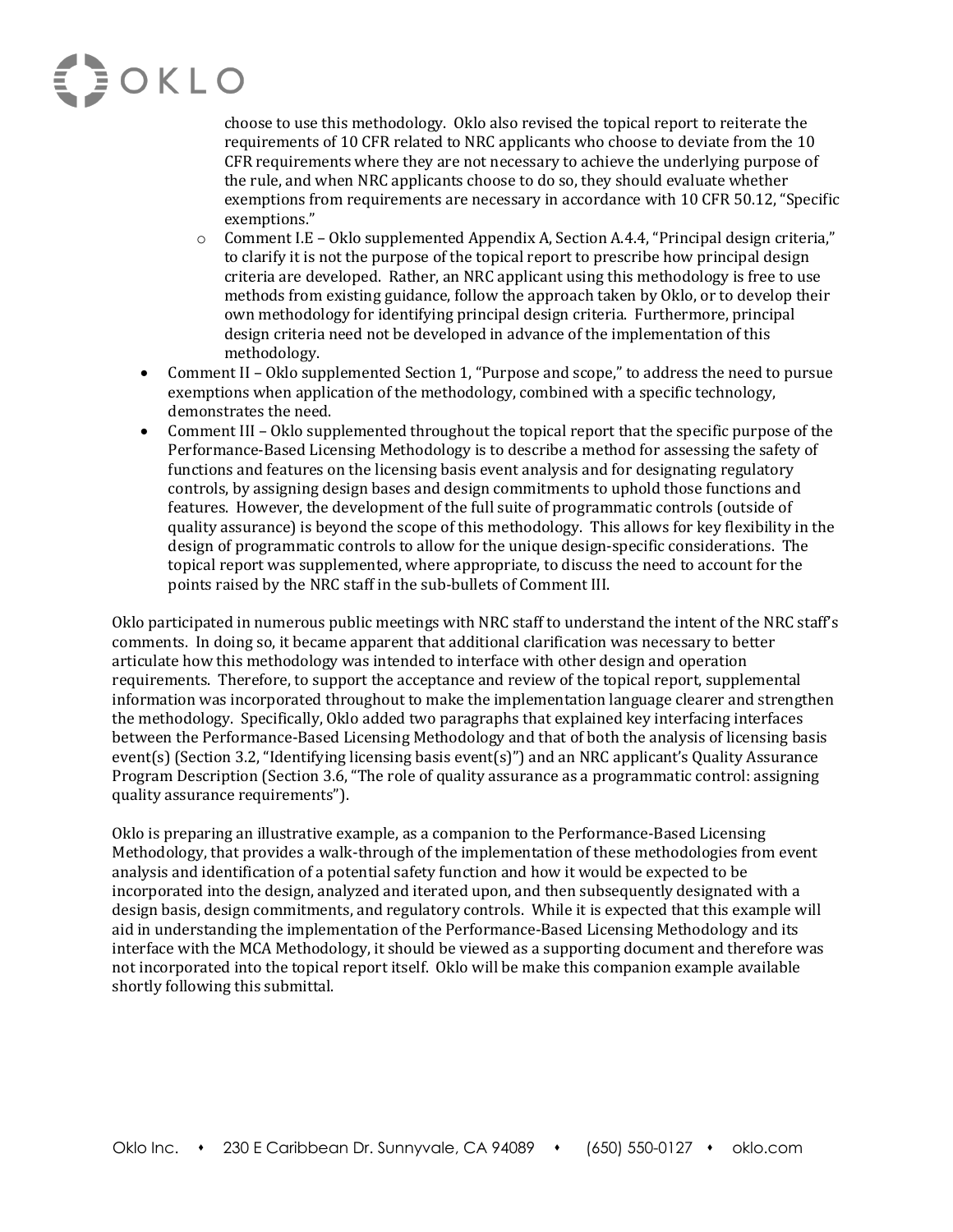choose to use this methodology. Oklo also revised the topical report to reiterate the requirements of 10 CFR related to NRC applicants who choose to deviate from the 10 CFR requirements where they are not necessary to achieve the underlying purpose of the rule, and when NRC applicants choose to do so, they should evaluate whether exemptions from requirements are necessary in accordance with 10 CFR 50.12, "Specific exemptions."

  - Comment I.E – Oklo supplemented Appendix A, Section A.4.4, "Principal design criteria," to clarify it is not the purpose of the topical report to prescribe how principal design criteria are developed. Rather, an NRC applicant using this methodology is free to use methods from existing guidance, follow the approach taken by Oklo, or to develop their own methodology for identifying principal design criteria. Furthermore, principal design criteria need not be developed in advance of the implementation of this methodology.

- Comment II – Oklo supplemented Section 1, "Purpose and scope," to address the need to pursue exemptions when application of the methodology, combined with a specific technology, demonstrates the need.
- Comment III – Oklo supplemented throughout the topical report that the specific purpose of the Performance-Based Licensing Methodology is to describe a method for assessing the safety of functions and features on the licensing basis event analysis and for designating regulatory controls, by assigning design bases and design commitments to uphold those functions and features. However, the development of the full suite of programmatic controls (outside of quality assurance) is beyond the scope of this methodology. This allows for key flexibility in the design of programmatic controls to allow for the unique design-specific considerations. The topical report was supplemented, where appropriate, to discuss the need to account for the points raised by the NRC staff in the sub-bullets of Comment III.

Oklo participated in numerous public meetings with NRC staff to understand the intent of the NRC staff's comments. In doing so, it became apparent that additional clarification was necessary to better articulate how this methodology was intended to interface with other design and operation requirements. Therefore, to support the acceptance and review of the topical report, supplemental information was incorporated throughout to make the implementation language clearer and strengthen the methodology. Specifically, Oklo added two paragraphs that explained key interfacing interfaces between the Performance-Based Licensing Methodology and that of both the analysis of licensing basis event(s) (Section 3.2, "Identifying licensing basis event(s)") and an NRC applicant's Quality Assurance Program Description (Section 3.6, "The role of quality assurance as a programmatic control: assigning quality assurance requirements").

Oklo is preparing an illustrative example, as a companion to the Performance-Based Licensing Methodology, that provides a walk-through of the implementation of these methodologies from event analysis and identification of a potential safety function and how it would be expected to be incorporated into the design, analyzed and iterated upon, and then subsequently designated with a design basis, design commitments, and regulatory controls. While it is expected that this example will aid in understanding the implementation of the Performance-Based Licensing Methodology and its interface with the MCA Methodology, it should be viewed as a supporting document and therefore was not incorporated into the topical report itself. Oklo will be make this companion example available shortly following this submittal.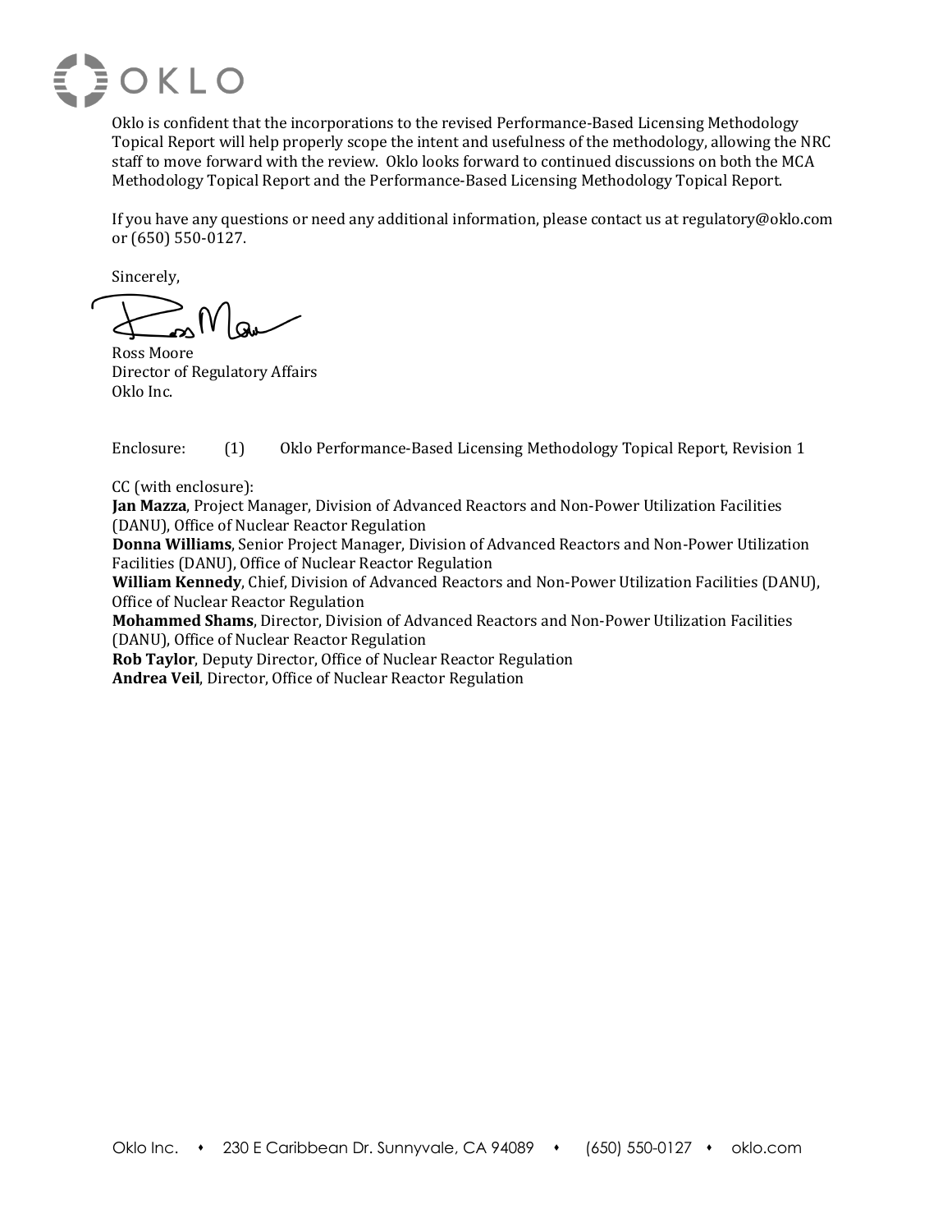Oklo is confident that the incorporations to the revised Performance-Based Licensing Methodology Topical Report will help properly scope the intent and usefulness of the methodology, allowing the NRC staff to move forward with the review. Oklo looks forward to continued discussions on both the MCA Methodology Topical Report and the Performance-Based Licensing Methodology Topical Report.

If you have any questions or need any additional information, please contact us at regulatory@oklo.com or (650) 550-0127.

Sincerely,

Ross Moore
Director of Regulatory Affairs
Oklo Inc.

Enclosure: (1) Oklo Performance-Based Licensing Methodology Topical Report, Revision 1

CC (with enclosure):
**Jan Mazza**, Project Manager, Division of Advanced Reactors and Non-Power Utilization Facilities (DANU), Office of Nuclear Reactor Regulation
**Donna Williams**, Senior Project Manager, Division of Advanced Reactors and Non-Power Utilization Facilities (DANU), Office of Nuclear Reactor Regulation
**William Kennedy**, Chief, Division of Advanced Reactors and Non-Power Utilization Facilities (DANU), Office of Nuclear Reactor Regulation
**Mohammed Shams**, Director, Division of Advanced Reactors and Non-Power Utilization Facilities (DANU), Office of Nuclear Reactor Regulation
**Rob Taylor**, Deputy Director, Office of Nuclear Reactor Regulation
**Andrea Veil**, Director, Office of Nuclear Reactor Regulation